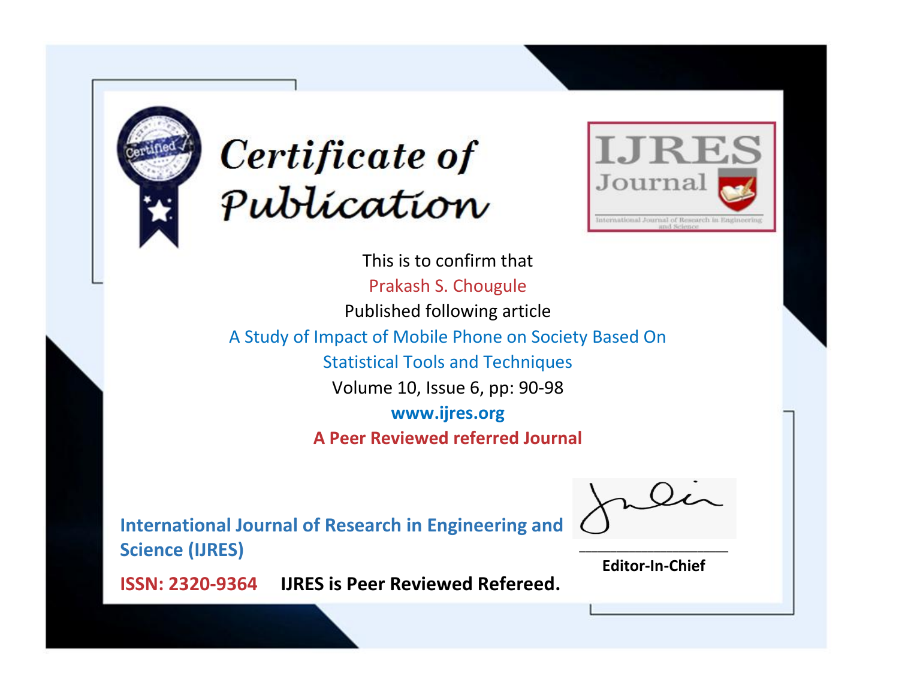# Certificate of Publication

IJRES Journal

International Journal of Research in Engineering and Science

This is to confirm that

Prakash S. Chougule

Published following article

A Study of Impact of Mobile Phone on Society Based On Statistical Tools and Techniques

Volume 10, Issue 6, pp: 90-98

**www.ijres.org**

**A Peer Reviewed referred Journal**

**International Journal of Research in Engineering and Science (IJRES)**

**ISSN: 2320-9364** **IJRES is Peer Reviewed Refereed.**

**Editor-In-Chief**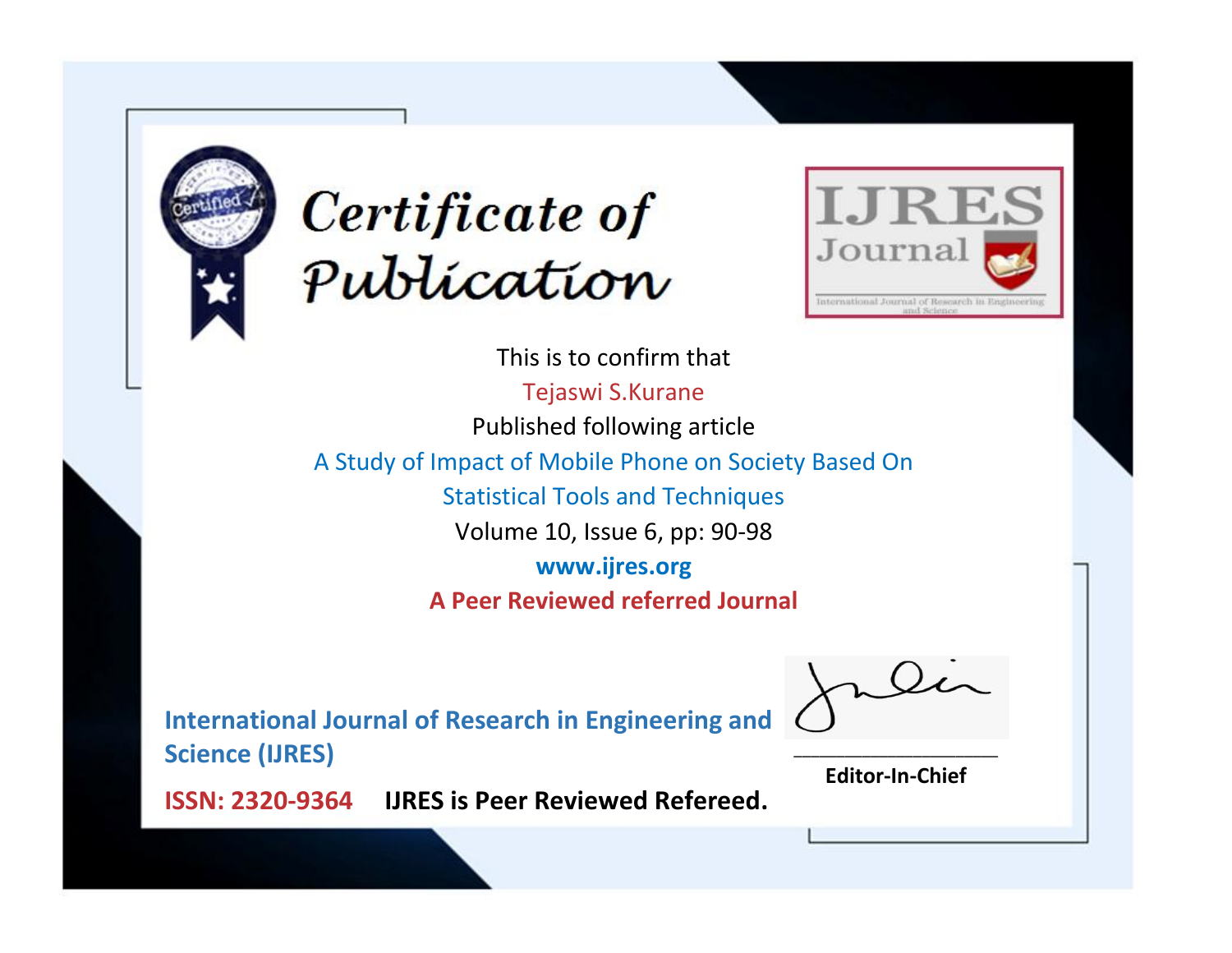# Certificate of Publication

**IJRES Journal**

International Journal of Research in Engineering and Science

This is to confirm that

Tejaswi S.Kurane

Published following article

A Study of Impact of Mobile Phone on Society Based On Statistical Tools and Techniques

Volume 10, Issue 6, pp: 90-98

**www.ijres.org**

**A Peer Reviewed referred Journal**

**International Journal of Research in Engineering and Science (IJRES)**

**ISSN: 2320-9364** **IJRES is Peer Reviewed Refereed.**

**Editor-In-Chief**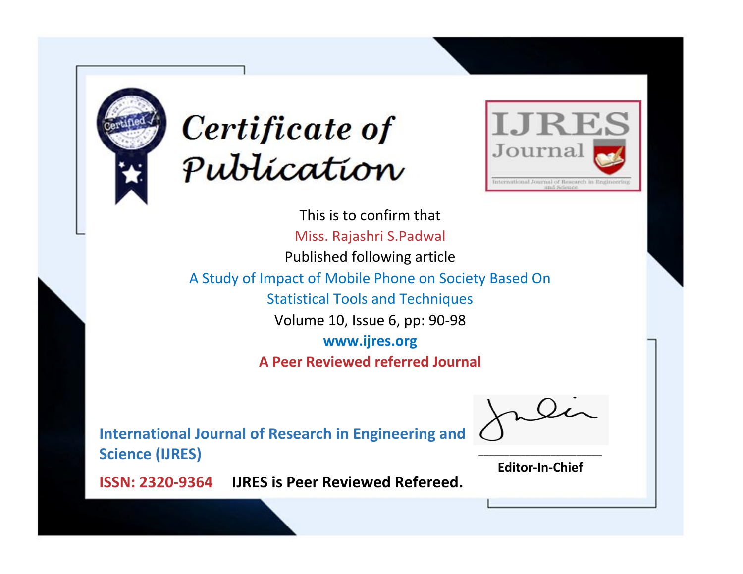# Certificate of Publication

IJRES Journal

International Journal of Research in Engineering and Science

This is to confirm that

Miss. Rajashri S.Padwal

Published following article

A Study of Impact of Mobile Phone on Society Based On Statistical Tools and Techniques

Volume 10, Issue 6, pp: 90-98

**www.ijres.org**

**A Peer Reviewed referred Journal**

**International Journal of Research in Engineering and Science (IJRES)**

**ISSN: 2320-9364** **IJRES is Peer Reviewed Refereed.**

**Editor-In-Chief**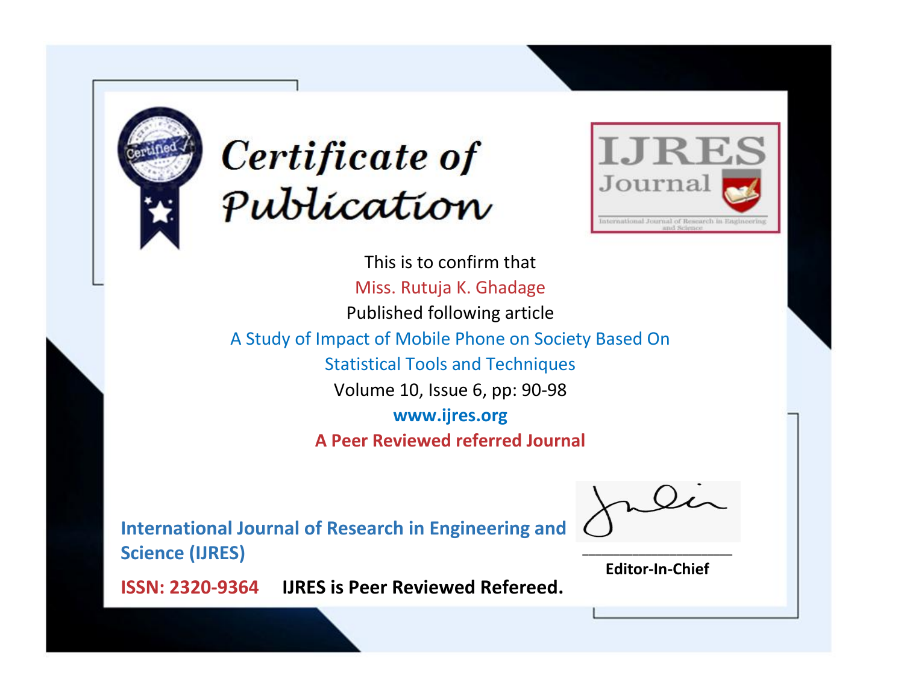# Certificate of Publication

IJRES Journal

International Journal of Research in Engineering and Science

This is to confirm that

Miss. Rutuja K. Ghadage

Published following article

A Study of Impact of Mobile Phone on Society Based On Statistical Tools and Techniques

Volume 10, Issue 6, pp: 90-98

www.ijres.org

**A Peer Reviewed referred Journal**

**International Journal of Research in Engineering and Science (IJRES)**

**ISSN: 2320-9364** **IJRES is Peer Reviewed Refereed.**

**Editor-In-Chief**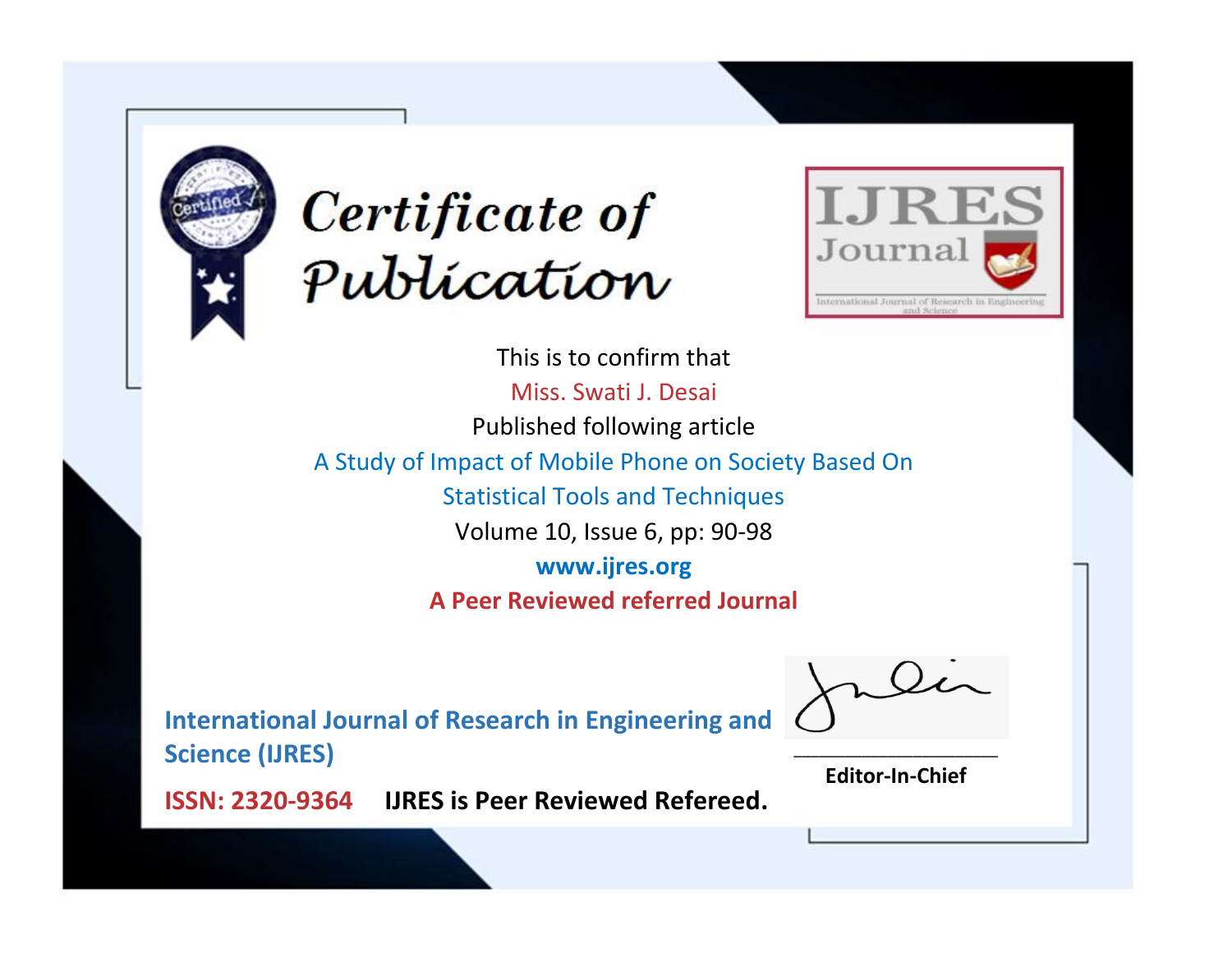# Certificate of Publication

IJRES Journal

International Journal of Research in Engineering and Science

This is to confirm that

Miss. Swati J. Desai

Published following article

A Study of Impact of Mobile Phone on Society Based On Statistical Tools and Techniques

Volume 10, Issue 6, pp: 90-98

**www.ijres.org**

**A Peer Reviewed referred Journal**

**International Journal of Research in Engineering and Science (IJRES)**

**ISSN: 2320-9364** **IJRES is Peer Reviewed Refereed.**

**Editor-In-Chief**